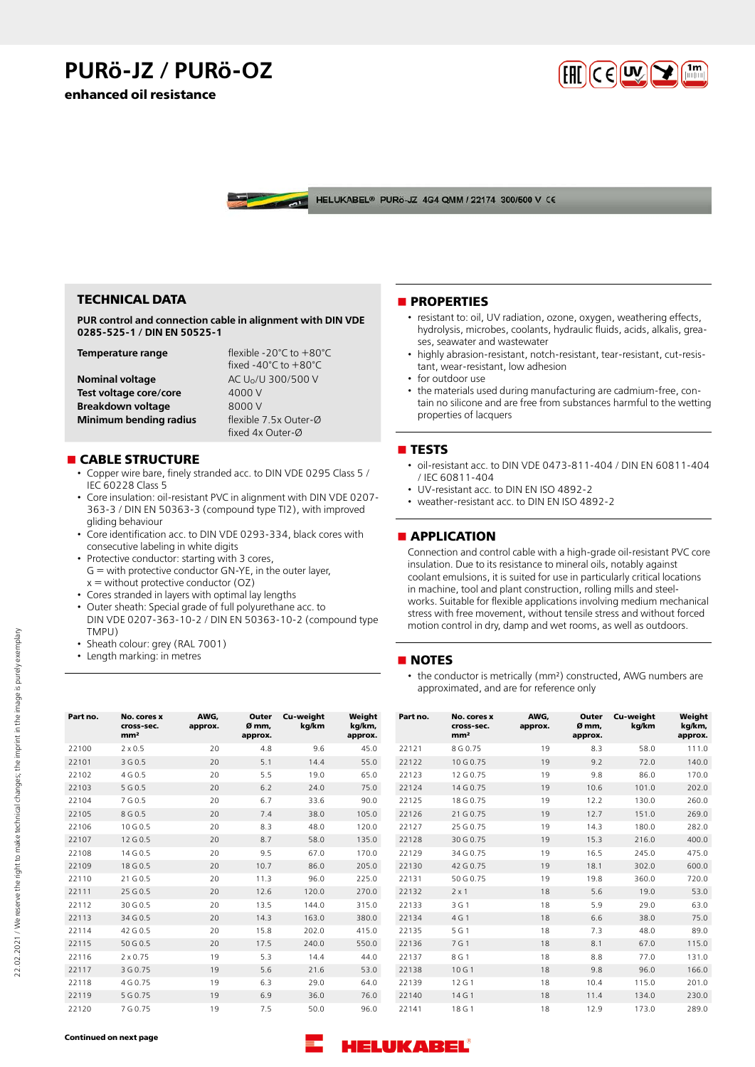# PURö-JZ / PURö-OZ

**enhanced oil resistance**

HELUKABEL® PURö-JZ 4G4 QMM / 22174 300/500 V CE

## TECHNICAL DATA

**PUR control and connection cable in alignment with DIN VDE 0285-525-1 / DIN EN 50525-1**

| | |
|---|---|
| **Temperature range** | flexible -20°C to +80°C<br>fixed -40°C to +80°C |
| **Nominal voltage** | AC $U_0$/U 300/500 V |
| **Test voltage core/core** | 4000 V |
| **Breakdown voltage** | 8000 V |
| **Minimum bending radius** | flexible 7.5x Outer-Ø<br>fixed 4x Outer-Ø |

## CABLE STRUCTURE

- Copper wire bare, finely stranded acc. to DIN VDE 0295 Class 5 / IEC 60228 Class 5
- Core insulation: oil-resistant PVC in alignment with DIN VDE 0207-363-3 / DIN EN 50363-3 (compound type TI2), with improved gliding behaviour
- Core identification acc. to DIN VDE 0293-334, black cores with consecutive labeling in white digits
- Protective conductor: starting with 3 cores,
  G = with protective conductor GN-YE, in the outer layer,
  x = without protective conductor (OZ)
- Cores stranded in layers with optimal lay lengths
- Outer sheath: Special grade of full polyurethane acc. to DIN VDE 0207-363-10-2 / DIN EN 50363-10-2 (compound type TMPU)
- Sheath colour: grey (RAL 7001)
- Length marking: in metres

## PROPERTIES

- resistant to: oil, UV radiation, ozone, oxygen, weathering effects, hydrolysis, microbes, coolants, hydraulic fluids, acids, alkalis, greases, seawater and wastewater
- highly abrasion-resistant, notch-resistant, tear-resistant, cut-resistant, wear-resistant, low adhesion
- for outdoor use
- the materials used during manufacturing are cadmium-free, contain no silicone and are free from substances harmful to the wetting properties of lacquers

## TESTS

- oil-resistant acc. to DIN VDE 0473-811-404 / DIN EN 60811-404 / IEC 60811-404
- UV-resistant acc. to DIN EN ISO 4892-2
- weather-resistant acc. to DIN EN ISO 4892-2

## APPLICATION

Connection and control cable with a high-grade oil-resistant PVC core insulation. Due to its resistance to mineral oils, notably against coolant emulsions, it is suited for use in particularly critical locations in machine, tool and plant construction, rolling mills and steelworks. Suitable for flexible applications involving medium mechanical stress with free movement, without tensile stress and without forced motion control in dry, damp and wet rooms, as well as outdoors.

## NOTES

- the conductor is metrically (mm²) constructed, AWG numbers are approximated, and are for reference only

| Part no. | No. cores x cross-sec. mm² | AWG, approx. | Outer Ø mm, approx. | Cu-weight kg/km | Weight kg/km, approx. |
|---|---|---|---|---|---|
| 22100 | 2 x 0.5 | 20 | 4.8 | 9.6 | 45.0 |
| 22101 | 3 G 0.5 | 20 | 5.1 | 14.4 | 55.0 |
| 22102 | 4 G 0.5 | 20 | 5.5 | 19.0 | 65.0 |
| 22103 | 5 G 0.5 | 20 | 6.2 | 24.0 | 75.0 |
| 22104 | 7 G 0.5 | 20 | 6.7 | 33.6 | 90.0 |
| 22105 | 8 G 0.5 | 20 | 7.4 | 38.0 | 105.0 |
| 22106 | 10 G 0.5 | 20 | 8.3 | 48.0 | 120.0 |
| 22107 | 12 G 0.5 | 20 | 8.7 | 58.0 | 135.0 |
| 22108 | 14 G 0.5 | 20 | 9.5 | 67.0 | 170.0 |
| 22109 | 18 G 0.5 | 20 | 10.7 | 86.0 | 205.0 |
| 22110 | 21 G 0.5 | 20 | 11.3 | 96.0 | 225.0 |
| 22111 | 25 G 0.5 | 20 | 12.6 | 120.0 | 270.0 |
| 22112 | 30 G 0.5 | 20 | 13.5 | 144.0 | 315.0 |
| 22113 | 34 G 0.5 | 20 | 14.3 | 163.0 | 380.0 |
| 22114 | 42 G 0.5 | 20 | 15.8 | 202.0 | 415.0 |
| 22115 | 50 G 0.5 | 20 | 17.5 | 240.0 | 550.0 |
| 22116 | 2 x 0.75 | 19 | 5.3 | 14.4 | 44.0 |
| 22117 | 3 G 0.75 | 19 | 5.6 | 21.6 | 53.0 |
| 22118 | 4 G 0.75 | 19 | 6.3 | 29.0 | 64.0 |
| 22119 | 5 G 0.75 | 19 | 6.9 | 36.0 | 76.0 |
| 22120 | 7 G 0.75 | 19 | 7.5 | 50.0 | 96.0 |
| 22121 | 8 G 0.75 | 19 | 8.3 | 58.0 | 111.0 |
| 22122 | 10 G 0.75 | 19 | 9.2 | 72.0 | 140.0 |
| 22123 | 12 G 0.75 | 19 | 9.8 | 86.0 | 170.0 |
| 22124 | 14 G 0.75 | 19 | 10.6 | 101.0 | 202.0 |
| 22125 | 18 G 0.75 | 19 | 12.2 | 130.0 | 260.0 |
| 22126 | 21 G 0.75 | 19 | 12.7 | 151.0 | 269.0 |
| 22127 | 25 G 0.75 | 19 | 14.3 | 180.0 | 282.0 |
| 22128 | 30 G 0.75 | 19 | 15.3 | 216.0 | 400.0 |
| 22129 | 34 G 0.75 | 19 | 16.5 | 245.0 | 475.0 |
| 22130 | 42 G 0.75 | 19 | 18.1 | 302.0 | 600.0 |
| 22131 | 50 G 0.75 | 19 | 19.8 | 360.0 | 720.0 |
| 22132 | 2 x 1 | 18 | 5.6 | 19.0 | 53.0 |
| 22133 | 3 G 1 | 18 | 5.9 | 29.0 | 63.0 |
| 22134 | 4 G 1 | 18 | 6.6 | 38.0 | 75.0 |
| 22135 | 5 G 1 | 18 | 7.3 | 48.0 | 89.0 |
| 22136 | 7 G 1 | 18 | 8.1 | 67.0 | 115.0 |
| 22137 | 8 G 1 | 18 | 8.8 | 77.0 | 131.0 |
| 22138 | 10 G 1 | 18 | 9.8 | 96.0 | 166.0 |
| 22139 | 12 G 1 | 18 | 10.4 | 115.0 | 201.0 |
| 22140 | 14 G 1 | 18 | 11.4 | 134.0 | 230.0 |
| 22141 | 18 G 1 | 18 | 12.9 | 173.0 | 289.0 |

**Continued on next page**

22.02.2021 / We reserve the right to make technical changes; the imprint in the image is purely exemplary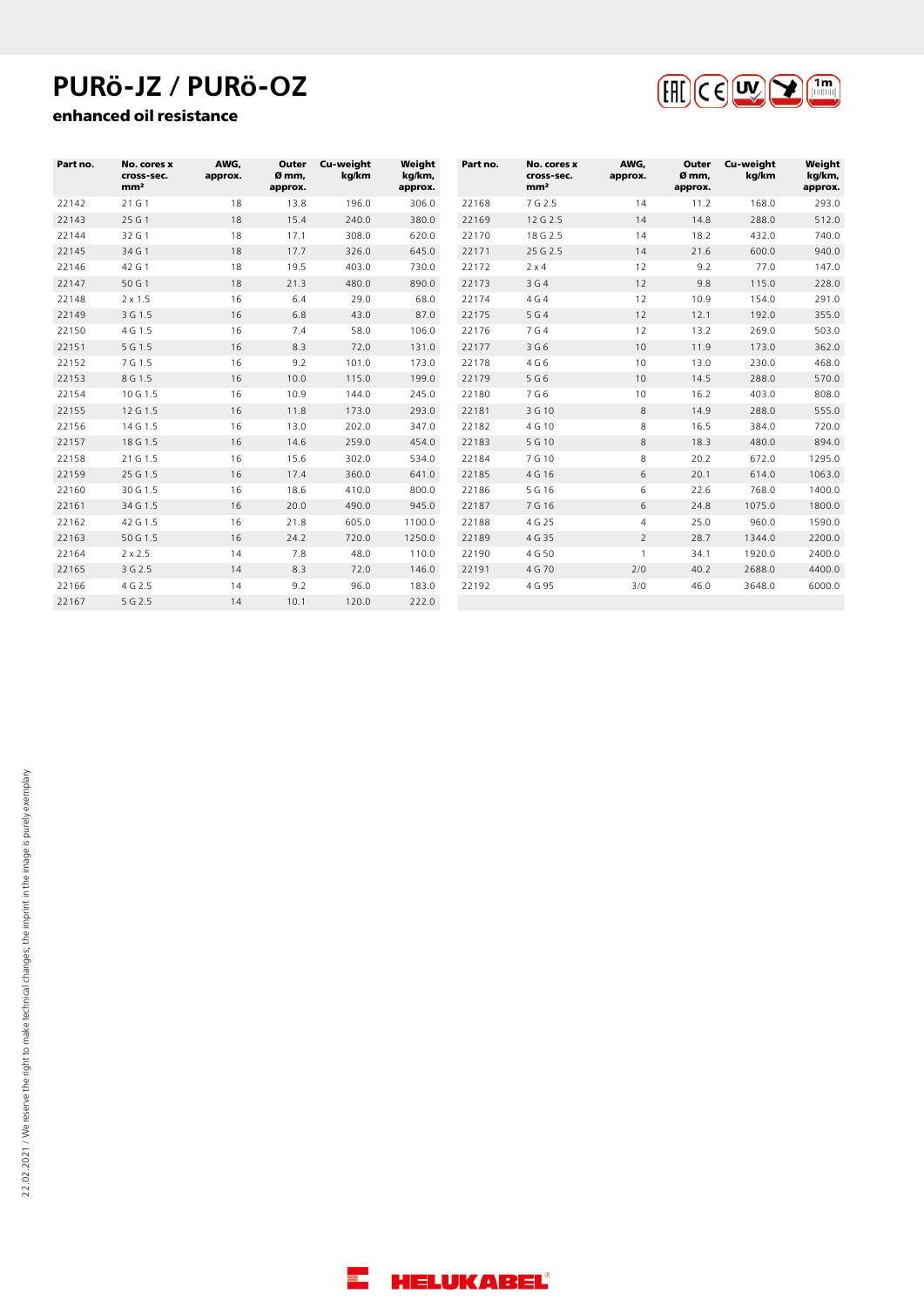# PURö-JZ / PURö-OZ

**enhanced oil resistance**

| Part no. | No. cores x cross-sec. mm² | AWG, approx. | Outer Ø mm, approx. | Cu-weight kg/km | Weight kg/km, approx. |
|---|---|---|---|---|---|
| 22142 | 21 G 1 | 18 | 13.8 | 196.0 | 306.0 |
| 22143 | 25 G 1 | 18 | 15.4 | 240.0 | 380.0 |
| 22144 | 32 G 1 | 18 | 17.1 | 308.0 | 620.0 |
| 22145 | 34 G 1 | 18 | 17.7 | 326.0 | 645.0 |
| 22146 | 42 G 1 | 18 | 19.5 | 403.0 | 730.0 |
| 22147 | 50 G 1 | 18 | 21.3 | 480.0 | 890.0 |
| 22148 | 2 x 1.5 | 16 | 6.4 | 29.0 | 68.0 |
| 22149 | 3 G 1.5 | 16 | 6.8 | 43.0 | 87.0 |
| 22150 | 4 G 1.5 | 16 | 7.4 | 58.0 | 106.0 |
| 22151 | 5 G 1.5 | 16 | 8.3 | 72.0 | 131.0 |
| 22152 | 7 G 1.5 | 16 | 9.2 | 101.0 | 173.0 |
| 22153 | 8 G 1.5 | 16 | 10.0 | 115.0 | 199.0 |
| 22154 | 10 G 1.5 | 16 | 10.9 | 144.0 | 245.0 |
| 22155 | 12 G 1.5 | 16 | 11.8 | 173.0 | 293.0 |
| 22156 | 14 G 1.5 | 16 | 13.0 | 202.0 | 347.0 |
| 22157 | 18 G 1.5 | 16 | 14.6 | 259.0 | 454.0 |
| 22158 | 21 G 1.5 | 16 | 15.6 | 302.0 | 534.0 |
| 22159 | 25 G 1.5 | 16 | 17.4 | 360.0 | 641.0 |
| 22160 | 30 G 1.5 | 16 | 18.6 | 410.0 | 800.0 |
| 22161 | 34 G 1.5 | 16 | 20.0 | 490.0 | 945.0 |
| 22162 | 42 G 1.5 | 16 | 21.8 | 605.0 | 1100.0 |
| 22163 | 50 G 1.5 | 16 | 24.2 | 720.0 | 1250.0 |
| 22164 | 2 x 2.5 | 14 | 7.8 | 48.0 | 110.0 |
| 22165 | 3 G 2.5 | 14 | 8.3 | 72.0 | 146.0 |
| 22166 | 4 G 2.5 | 14 | 9.2 | 96.0 | 183.0 |
| 22167 | 5 G 2.5 | 14 | 10.1 | 120.0 | 222.0 |
| 22168 | 7 G 2.5 | 14 | 11.2 | 168.0 | 293.0 |
| 22169 | 12 G 2.5 | 14 | 14.8 | 288.0 | 512.0 |
| 22170 | 18 G 2.5 | 14 | 18.2 | 432.0 | 740.0 |
| 22171 | 25 G 2.5 | 14 | 21.6 | 600.0 | 940.0 |
| 22172 | 2 x 4 | 12 | 9.2 | 77.0 | 147.0 |
| 22173 | 3 G 4 | 12 | 9.8 | 115.0 | 228.0 |
| 22174 | 4 G 4 | 12 | 10.9 | 154.0 | 291.0 |
| 22175 | 5 G 4 | 12 | 12.1 | 192.0 | 355.0 |
| 22176 | 7 G 4 | 12 | 13.2 | 269.0 | 503.0 |
| 22177 | 3 G 6 | 10 | 11.9 | 173.0 | 362.0 |
| 22178 | 4 G 6 | 10 | 13.0 | 230.0 | 468.0 |
| 22179 | 5 G 6 | 10 | 14.5 | 288.0 | 570.0 |
| 22180 | 7 G 6 | 10 | 16.2 | 403.0 | 808.0 |
| 22181 | 3 G 10 | 8 | 14.9 | 288.0 | 555.0 |
| 22182 | 4 G 10 | 8 | 16.5 | 384.0 | 720.0 |
| 22183 | 5 G 10 | 8 | 18.3 | 480.0 | 894.0 |
| 22184 | 7 G 10 | 8 | 20.2 | 672.0 | 1295.0 |
| 22185 | 4 G 16 | 6 | 20.1 | 614.0 | 1063.0 |
| 22186 | 5 G 16 | 6 | 22.6 | 768.0 | 1400.0 |
| 22187 | 7 G 16 | 6 | 24.8 | 1075.0 | 1800.0 |
| 22188 | 4 G 25 | 4 | 25.0 | 960.0 | 1590.0 |
| 22189 | 4 G 35 | 2 | 28.7 | 1344.0 | 2200.0 |
| 22190 | 4 G 50 | 1 | 34.1 | 1920.0 | 2400.0 |
| 22191 | 4 G 70 | 2/0 | 40.2 | 2688.0 | 4400.0 |
| 22192 | 4 G 95 | 3/0 | 46.0 | 3648.0 | 6000.0 |

22.02.2021 / We reserve the right to make technical changes; the imprint in the image is purely exemplary